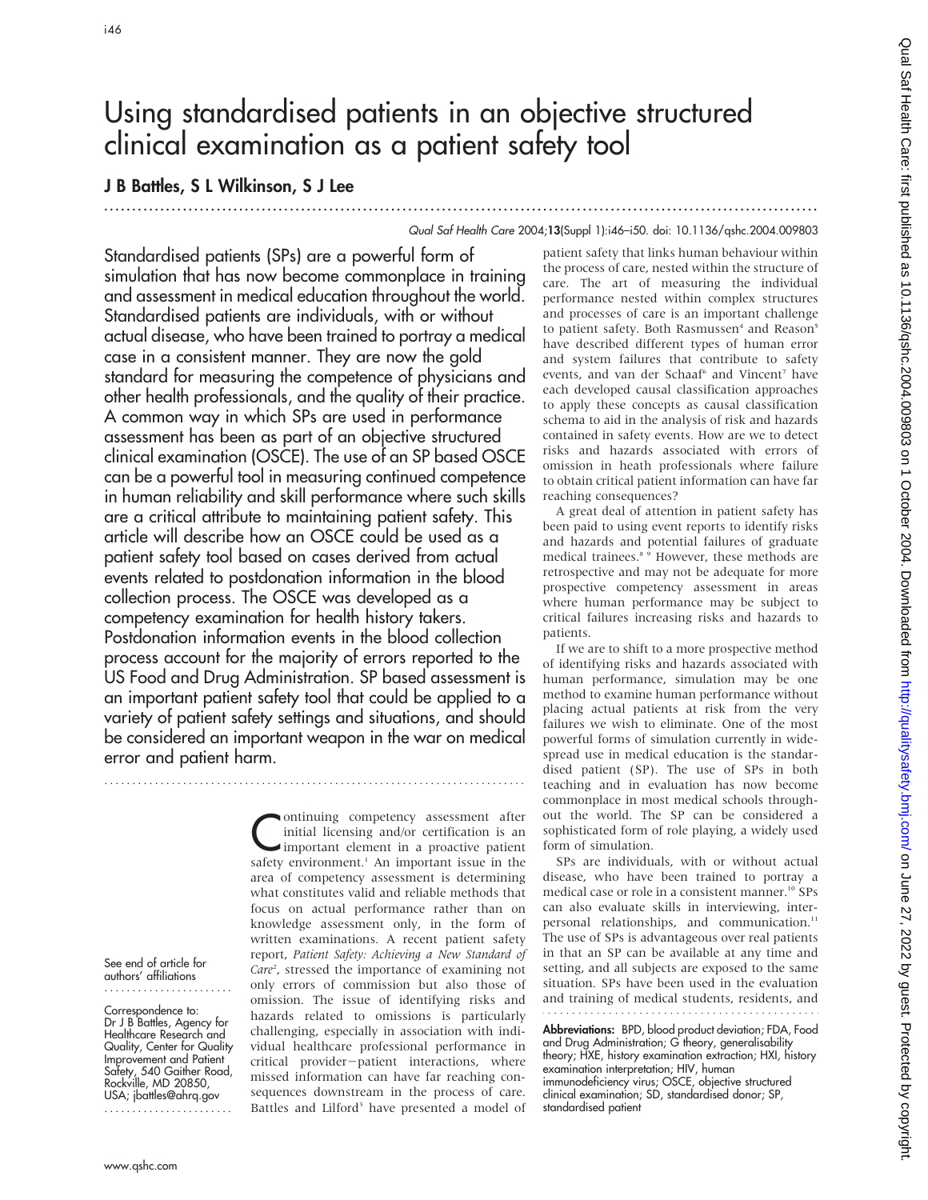# Using standardised patients in an objective structured clinical examination as a patient safety tool

**J B Battles, S L Wilkinson, S J Lee**

Qual Saf Health Care 2004;**13**(Suppl 1):i46–i50. doi: 10.1136/qshc.2004.009803

Standardised patients (SPs) are a powerful form of simulation that has now become commonplace in training and assessment in medical education throughout the world. Standardised patients are individuals, with or without actual disease, who have been trained to portray a medical case in a consistent manner. They are now the gold standard for measuring the competence of physicians and other health professionals, and the quality of their practice. A common way in which SPs are used in performance assessment has been as part of an objective structured clinical examination (OSCE). The use of an SP based OSCE can be a powerful tool in measuring continued competence in human reliability and skill performance where such skills are a critical attribute to maintaining patient safety. This article will describe how an OSCE could be used as a patient safety tool based on cases derived from actual events related to postdonation information in the blood collection process. The OSCE was developed as a competency examination for health history takers. Postdonation information events in the blood collection process account for the majority of errors reported to the US Food and Drug Administration. SP based assessment is an important patient safety tool that could be applied to a variety of patient safety settings and situations, and should be considered an important weapon in the war on medical error and patient harm.

See end of article for authors' affiliations

Correspondence to: Dr J B Battles, Agency for Healthcare Research and Quality, Center for Quality Improvement and Patient Safety, 540 Gaither Road, Rockville, MD 20850, USA; jbattles@ahrq.gov

Continuing competency assessment after initial licensing and/or certification is an important element in a proactive patient safety environment.[1] An important issue in the area of competency assessment is determining what constitutes valid and reliable methods that focus on actual performance rather than on knowledge assessment only, in the form of written examinations. A recent patient safety report, *Patient Safety: Achieving a New Standard of Care*[2], stressed the importance of examining not only errors of commission but also those of omission. The issue of identifying risks and hazards related to omissions is particularly challenging, especially in association with individual healthcare professional performance in critical provider–patient interactions, where missed information can have far reaching consequences downstream in the process of care. Battles and Lilford[3] have presented a model of patient safety that links human behaviour within the process of care, nested within the structure of care. The art of measuring the individual performance nested within complex structures and processes of care is an important challenge to patient safety. Both Rasmussen[4] and Reason[5] have described different types of human error and system failures that contribute to safety events, and van der Schaaf[6] and Vincent[7] have each developed causal classification approaches to apply these concepts as causal classification schema to aid in the analysis of risk and hazards contained in safety events. How are we to detect risks and hazards associated with errors of omission in heath professionals where failure to obtain critical patient information can have far reaching consequences?

A great deal of attention in patient safety has been paid to using event reports to identify risks and hazards and potential failures of graduate medical trainees.[8 9] However, these methods are retrospective and may not be adequate for more prospective competency assessment in areas where human performance may be subject to critical failures increasing risks and hazards to patients.

If we are to shift to a more prospective method of identifying risks and hazards associated with human performance, simulation may be one method to examine human performance without placing actual patients at risk from the very failures we wish to eliminate. One of the most powerful forms of simulation currently in widespread use in medical education is the standardised patient (SP). The use of SPs in both teaching and in evaluation has now become commonplace in most medical schools throughout the world. The SP can be considered a sophisticated form of role playing, a widely used form of simulation.

SPs are individuals, with or without actual disease, who have been trained to portray a medical case or role in a consistent manner.[10] SPs can also evaluate skills in interviewing, interpersonal relationships, and communication.[11] The use of SPs is advantageous over real patients in that an SP can be available at any time and setting, and all subjects are exposed to the same situation. SPs have been used in the evaluation and training of medical students, residents, and

**Abbreviations:** BPD, blood product deviation; FDA, Food and Drug Administration; G theory, generalisability theory; HXE, history examination extraction; HXI, history examination interpretation; HIV, human immunodeficiency virus; OSCE, objective structured clinical examination; SD, standardised donor; SP, standardised patient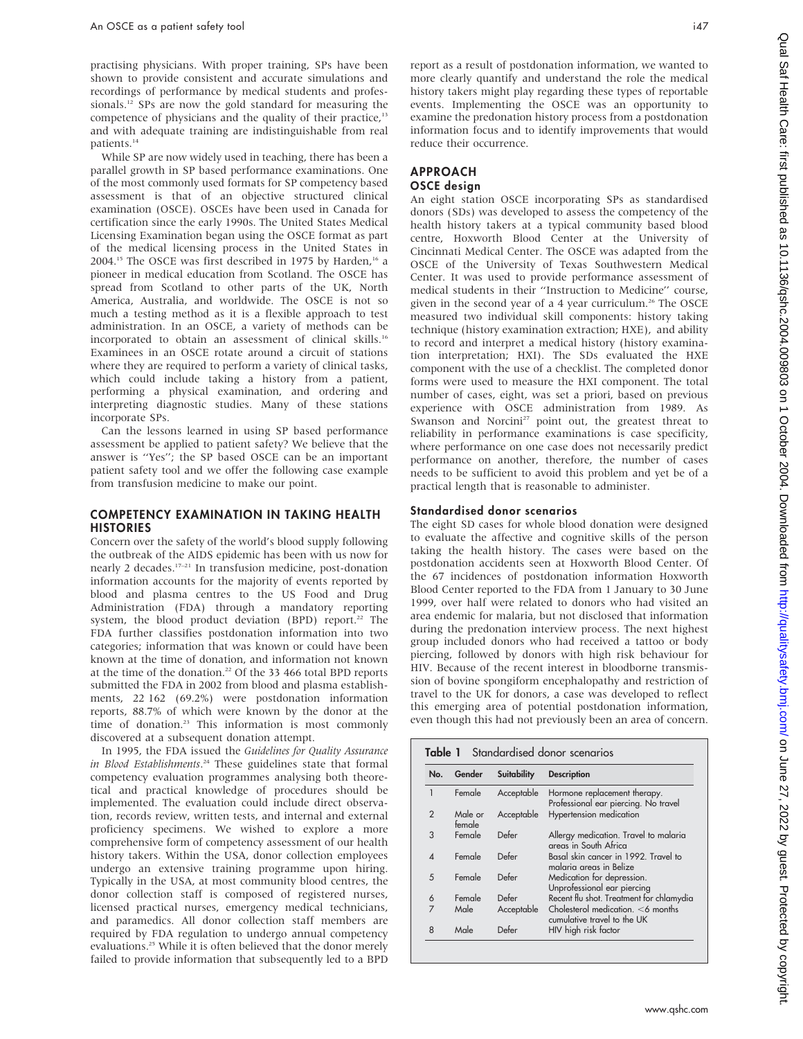practising physicians. With proper training, SPs have been shown to provide consistent and accurate simulations and recordings of performance by medical students and professionals.[12] SPs are now the gold standard for measuring the competence of physicians and the quality of their practice,[13] and with adequate training are indistinguishable from real patients.[14]

While SP are now widely used in teaching, there has been a parallel growth in SP based performance examinations. One of the most commonly used formats for SP competency based assessment is that of an objective structured clinical examination (OSCE). OSCEs have been used in Canada for certification since the early 1990s. The United States Medical Licensing Examination began using the OSCE format as part of the medical licensing process in the United States in 2004.[15] The OSCE was first described in 1975 by Harden,[16] a pioneer in medical education from Scotland. The OSCE has spread from Scotland to other parts of the UK, North America, Australia, and worldwide. The OSCE is not so much a testing method as it is a flexible approach to test administration. In an OSCE, a variety of methods can be incorporated to obtain an assessment of clinical skills.[16] Examinees in an OSCE rotate around a circuit of stations where they are required to perform a variety of clinical tasks, which could include taking a history from a patient, performing a physical examination, and ordering and interpreting diagnostic studies. Many of these stations incorporate SPs.

Can the lessons learned in using SP based performance assessment be applied to patient safety? We believe that the answer is "Yes"; the SP based OSCE can be an important patient safety tool and we offer the following case example from transfusion medicine to make our point.

## COMPETENCY EXAMINATION IN TAKING HEALTH HISTORIES

Concern over the safety of the world's blood supply following the outbreak of the AIDS epidemic has been with us now for nearly 2 decades.[17–21] In transfusion medicine, post-donation information accounts for the majority of events reported by blood and plasma centres to the US Food and Drug Administration (FDA) through a mandatory reporting system, the blood product deviation (BPD) report.[22] The FDA further classifies postdonation information into two categories; information that was known or could have been known at the time of donation, and information not known at the time of the donation.[22] Of the 33 466 total BPD reports submitted the FDA in 2002 from blood and plasma establishments, 22 162 (69.2%) were postdonation information reports, 88.7% of which were known by the donor at the time of donation.[23] This information is most commonly discovered at a subsequent donation attempt.

In 1995, the FDA issued the *Guidelines for Quality Assurance in Blood Establishments*.[24] These guidelines state that formal competency evaluation programmes analysing both theoretical and practical knowledge of procedures should be implemented. The evaluation could include direct observation, records review, written tests, and internal and external proficiency specimens. We wished to explore a more comprehensive form of competency assessment of our health history takers. Within the USA, donor collection employees undergo an extensive training programme upon hiring. Typically in the USA, at most community blood centres, the donor collection staff is composed of registered nurses, licensed practical nurses, emergency medical technicians, and paramedics. All donor collection staff members are required by FDA regulation to undergo annual competency evaluations.[25] While it is often believed that the donor merely failed to provide information that subsequently led to a BPD report as a result of postdonation information, we wanted to more clearly quantify and understand the role the medical history takers might play regarding these types of reportable events. Implementing the OSCE was an opportunity to examine the predonation history process from a postdonation information focus and to identify improvements that would reduce their occurrence.

## APPROACH

### OSCE design

An eight station OSCE incorporating SPs as standardised donors (SDs) was developed to assess the competency of the health history takers at a typical community based blood centre, Hoxworth Blood Center at the University of Cincinnati Medical Center. The OSCE was adapted from the OSCE of the University of Texas Southwestern Medical Center. It was used to provide performance assessment of medical students in their "Instruction to Medicine" course, given in the second year of a 4 year curriculum.[26] The OSCE measured two individual skill components: history taking technique (history examination extraction; HXE), and ability to record and interpret a medical history (history examination interpretation; HXI). The SDs evaluated the HXE component with the use of a checklist. The completed donor forms were used to measure the HXI component. The total number of cases, eight, was set a priori, based on previous experience with OSCE administration from 1989. As Swanson and Norcini[27] point out, the greatest threat to reliability in performance examinations is case specificity, where performance on one case does not necessarily predict performance on another, therefore, the number of cases needs to be sufficient to avoid this problem and yet be of a practical length that is reasonable to administer.

### Standardised donor scenarios

The eight SD cases for whole blood donation were designed to evaluate the affective and cognitive skills of the person taking the health history. The cases were based on the postdonation accidents seen at Hoxworth Blood Center. Of the 67 incidences of postdonation information Hoxworth Blood Center reported to the FDA from 1 January to 30 June 1999, over half were related to donors who had visited an area endemic for malaria, but not disclosed that information during the predonation interview process. The next highest group included donors who had received a tattoo or body piercing, followed by donors with high risk behaviour for HIV. Because of the recent interest in bloodborne transmission of bovine spongiform encephalopathy and restriction of travel to the UK for donors, a case was developed to reflect this emerging area of potential postdonation information, even though this had not previously been an area of concern.

**Table 1** Standardised donor scenarios

| No. | Gender | Suitability | Description |
|---|---|---|---|
| 1 | Female | Acceptable | Hormone replacement therapy. Professional ear piercing. No travel |
| 2 | Male or female | Acceptable | Hypertension medication |
| 3 | Female | Defer | Allergy medication. Travel to malaria areas in South Africa |
| 4 | Female | Defer | Basal skin cancer in 1992. Travel to malaria areas in Belize |
| 5 | Female | Defer | Medication for depression. Unprofessional ear piercing |
| 6 | Female | Defer | Recent flu shot. Treatment for chlamydia |
| 7 | Male | Acceptable | Cholesterol medication. <6 months cumulative travel to the UK |
| 8 | Male | Defer | HIV high risk factor |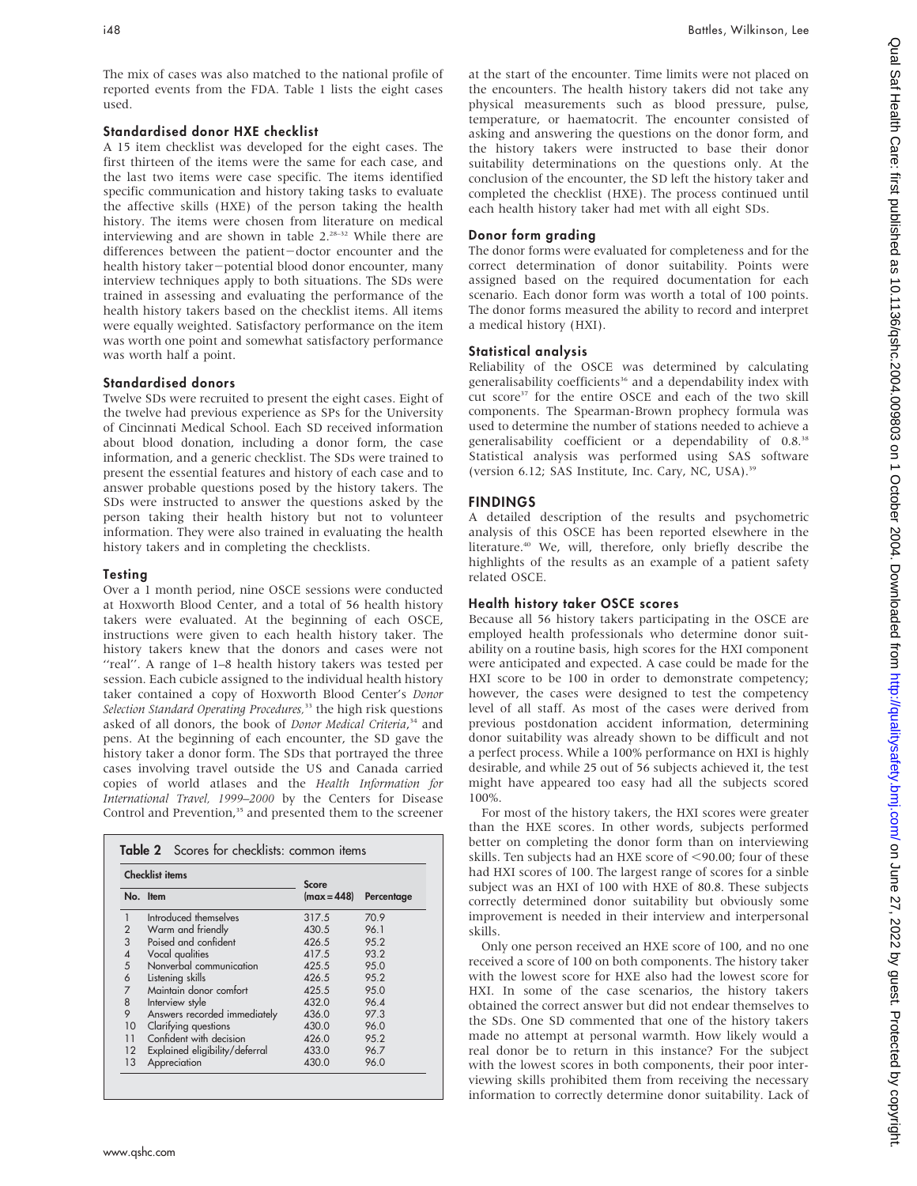The mix of cases was also matched to the national profile of reported events from the FDA. Table 1 lists the eight cases used.

### Standardised donor HXE checklist

A 15 item checklist was developed for the eight cases. The first thirteen of the items were the same for each case, and the last two items were case specific. The items identified specific communication and history taking tasks to evaluate the affective skills (HXE) of the person taking the health history. The items were chosen from literature on medical interviewing and are shown in table 2.[28–32] While there are differences between the patient−doctor encounter and the health history taker−potential blood donor encounter, many interview techniques apply to both situations. The SDs were trained in assessing and evaluating the performance of the health history takers based on the checklist items. All items were equally weighted. Satisfactory performance on the item was worth one point and somewhat satisfactory performance was worth half a point.

### Standardised donors

Twelve SDs were recruited to present the eight cases. Eight of the twelve had previous experience as SPs for the University of Cincinnati Medical School. Each SD received information about blood donation, including a donor form, the case information, and a generic checklist. The SDs were trained to present the essential features and history of each case and to answer probable questions posed by the history takers. The SDs were instructed to answer the questions asked by the person taking their health history but not to volunteer information. They were also trained in evaluating the health history takers and in completing the checklists.

### Testing

Over a 1 month period, nine OSCE sessions were conducted at Hoxworth Blood Center, and a total of 56 health history takers were evaluated. At the beginning of each OSCE, instructions were given to each health history taker. The history takers knew that the donors and cases were not "real". A range of 1–8 health history takers was tested per session. Each cubicle assigned to the individual health history taker contained a copy of Hoxworth Blood Center's *Donor Selection Standard Operating Procedures,*[33] the high risk questions asked of all donors, the book of *Donor Medical Criteria*,[34] and pens. At the beginning of each encounter, the SD gave the history taker a donor form. The SDs that portrayed the three cases involving travel outside the US and Canada carried copies of world atlases and the *Health Information for International Travel, 1999–2000* by the Centers for Disease Control and Prevention,[35] and presented them to the screener at the start of the encounter. Time limits were not placed on the encounters. The health history takers did not take any physical measurements such as blood pressure, pulse, temperature, or haematocrit. The encounter consisted of asking and answering the questions on the donor form, and the history takers were instructed to base their donor suitability determinations on the questions only. At the conclusion of the encounter, the SD left the history taker and completed the checklist (HXE). The process continued until each health history taker had met with all eight SDs.

**Table 2** Scores for checklists: common items

| No. | Item | Score (max = 448) | Percentage |
|---|---|---|---|
| 1 | Introduced themselves | 317.5 | 70.9 |
| 2 | Warm and friendly | 430.5 | 96.1 |
| 3 | Poised and confident | 426.5 | 95.2 |
| 4 | Vocal qualities | 417.5 | 93.2 |
| 5 | Nonverbal communication | 425.5 | 95.0 |
| 6 | Listening skills | 426.5 | 95.2 |
| 7 | Maintain donor comfort | 425.5 | 95.0 |
| 8 | Interview style | 432.0 | 96.4 |
| 9 | Answers recorded immediately | 436.0 | 97.3 |
| 10 | Clarifying questions | 430.0 | 96.0 |
| 11 | Confident with decision | 426.0 | 95.2 |
| 12 | Explained eligibility/deferral | 433.0 | 96.7 |
| 13 | Appreciation | 430.0 | 96.0 |

### Donor form grading

The donor forms were evaluated for completeness and for the correct determination of donor suitability. Points were assigned based on the required documentation for each scenario. Each donor form was worth a total of 100 points. The donor forms measured the ability to record and interpret a medical history (HXI).

### Statistical analysis

Reliability of the OSCE was determined by calculating generalisability coefficients[36] and a dependability index with cut score[37] for the entire OSCE and each of the two skill components. The Spearman-Brown prophecy formula was used to determine the number of stations needed to achieve a generalisability coefficient or a dependability of 0.8.[38] Statistical analysis was performed using SAS software (version 6.12; SAS Institute, Inc. Cary, NC, USA).[39]

## FINDINGS

A detailed description of the results and psychometric analysis of this OSCE has been reported elsewhere in the literature.[40] We, will, therefore, only briefly describe the highlights of the results as an example of a patient safety related OSCE.

### Health history taker OSCE scores

Because all 56 history takers participating in the OSCE are employed health professionals who determine donor suitability on a routine basis, high scores for the HXI component were anticipated and expected. A case could be made for the HXI score to be 100 in order to demonstrate competency; however, the cases were designed to test the competency level of all staff. As most of the cases were derived from previous postdonation accident information, determining donor suitability was already shown to be difficult and not a perfect process. While a 100% performance on HXI is highly desirable, and while 25 out of 56 subjects achieved it, the test might have appeared too easy had all the subjects scored 100%.

For most of the history takers, the HXI scores were greater than the HXE scores. In other words, subjects performed better on completing the donor form than on interviewing skills. Ten subjects had an HXE score of <90.00; four of these had HXI scores of 100. The largest range of scores for a sinble subject was an HXI of 100 with HXE of 80.8. These subjects correctly determined donor suitability but obviously some improvement is needed in their interview and interpersonal skills.

Only one person received an HXE score of 100, and no one received a score of 100 on both components. The history taker with the lowest score for HXE also had the lowest score for HXI. In some of the case scenarios, the history takers obtained the correct answer but did not endear themselves to the SDs. One SD commented that one of the history takers made no attempt at personal warmth. How likely would a real donor be to return in this instance? For the subject with the lowest scores in both components, their poor interviewing skills prohibited them from receiving the necessary information to correctly determine donor suitability. Lack of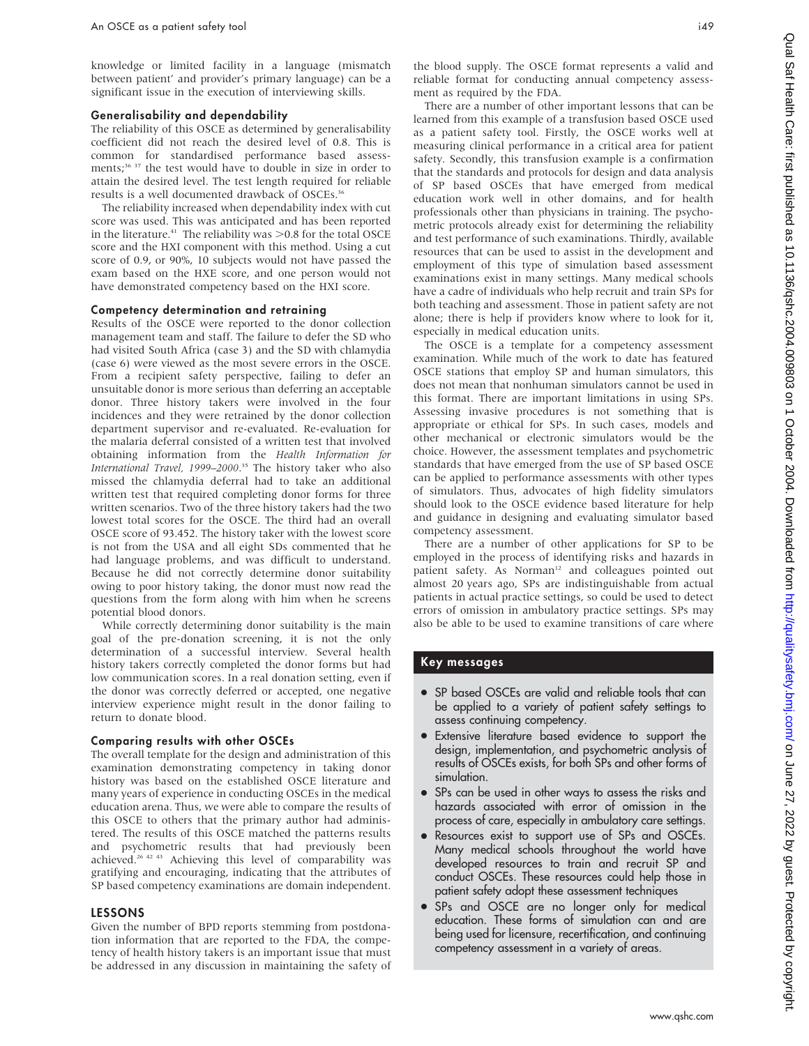knowledge or limited facility in a language (mismatch between patient' and provider's primary language) can be a significant issue in the execution of interviewing skills.

### Generalisability and dependability

The reliability of this OSCE as determined by generalisability coefficient did not reach the desired level of 0.8. This is common for standardised performance based assessments;[36 37] the test would have to double in size in order to attain the desired level. The test length required for reliable results is a well documented drawback of OSCEs.[36]

The reliability increased when dependability index with cut score was used. This was anticipated and has been reported in the literature.[41] The reliability was >0.8 for the total OSCE score and the HXI component with this method. Using a cut score of 0.9, or 90%, 10 subjects would not have passed the exam based on the HXE score, and one person would not have demonstrated competency based on the HXI score.

### Competency determination and retraining

Results of the OSCE were reported to the donor collection management team and staff. The failure to defer the SD who had visited South Africa (case 3) and the SD with chlamydia (case 6) were viewed as the most severe errors in the OSCE. From a recipient safety perspective, failing to defer an unsuitable donor is more serious than deferring an acceptable donor. Three history takers were involved in the four incidences and they were retrained by the donor collection department supervisor and re-evaluated. Re-evaluation for the malaria deferral consisted of a written test that involved obtaining information from the *Health Information for International Travel, 1999–2000*.[35] The history taker who also missed the chlamydia deferral had to take an additional written test that required completing donor forms for three written scenarios. Two of the three history takers had the two lowest total scores for the OSCE. The third had an overall OSCE score of 93.452. The history taker with the lowest score is not from the USA and all eight SDs commented that he had language problems, and was difficult to understand. Because he did not correctly determine donor suitability owing to poor history taking, the donor must now read the questions from the form along with him when he screens potential blood donors.

While correctly determining donor suitability is the main goal of the pre-donation screening, it is not the only determination of a successful interview. Several health history takers correctly completed the donor forms but had low communication scores. In a real donation setting, even if the donor was correctly deferred or accepted, one negative interview experience might result in the donor failing to return to donate blood.

### Comparing results with other OSCEs

The overall template for the design and administration of this examination demonstrating competency in taking donor history was based on the established OSCE literature and many years of experience in conducting OSCEs in the medical education arena. Thus, we were able to compare the results of this OSCE to others that the primary author had administered. The results of this OSCE matched the patterns results and psychometric results that had previously been achieved.[26 42 43] Achieving this level of comparability was gratifying and encouraging, indicating that the attributes of SP based competency examinations are domain independent.

## LESSONS

Given the number of BPD reports stemming from postdonation information that are reported to the FDA, the competency of health history takers is an important issue that must be addressed in any discussion in maintaining the safety of the blood supply. The OSCE format represents a valid and reliable format for conducting annual competency assessment as required by the FDA.

There are a number of other important lessons that can be learned from this example of a transfusion based OSCE used as a patient safety tool. Firstly, the OSCE works well at measuring clinical performance in a critical area for patient safety. Secondly, this transfusion example is a confirmation that the standards and protocols for design and data analysis of SP based OSCEs that have emerged from medical education work well in other domains, and for health professionals other than physicians in training. The psychometric protocols already exist for determining the reliability and test performance of such examinations. Thirdly, available resources that can be used to assist in the development and employment of this type of simulation based assessment examinations exist in many settings. Many medical schools have a cadre of individuals who help recruit and train SPs for both teaching and assessment. Those in patient safety are not alone; there is help if providers know where to look for it, especially in medical education units.

The OSCE is a template for a competency assessment examination. While much of the work to date has featured OSCE stations that employ SP and human simulators, this does not mean that nonhuman simulators cannot be used in this format. There are important limitations in using SPs. Assessing invasive procedures is not something that is appropriate or ethical for SPs. In such cases, models and other mechanical or electronic simulators would be the choice. However, the assessment templates and psychometric standards that have emerged from the use of SP based OSCE can be applied to performance assessments with other types of simulators. Thus, advocates of high fidelity simulators should look to the OSCE evidence based literature for help and guidance in designing and evaluating simulator based competency assessment.

There are a number of other applications for SP to be employed in the process of identifying risks and hazards in patient safety. As Norman[12] and colleagues pointed out almost 20 years ago, SPs are indistinguishable from actual patients in actual practice settings, so could be used to detect errors of omission in ambulatory practice settings. SPs may also be able to be used to examine transitions of care where

## Key messages

- SP based OSCEs are valid and reliable tools that can be applied to a variety of patient safety settings to assess continuing competency.
- Extensive literature based evidence to support the design, implementation, and psychometric analysis of results of OSCEs exists, for both SPs and other forms of simulation.
- SPs can be used in other ways to assess the risks and hazards associated with error of omission in the process of care, especially in ambulatory care settings.
- Resources exist to support use of SPs and OSCEs. Many medical schools throughout the world have developed resources to train and recruit SP and conduct OSCEs. These resources could help those in patient safety adopt these assessment techniques
- SPs and OSCE are no longer only for medical education. These forms of simulation can and are being used for licensure, recertification, and continuing competency assessment in a variety of areas.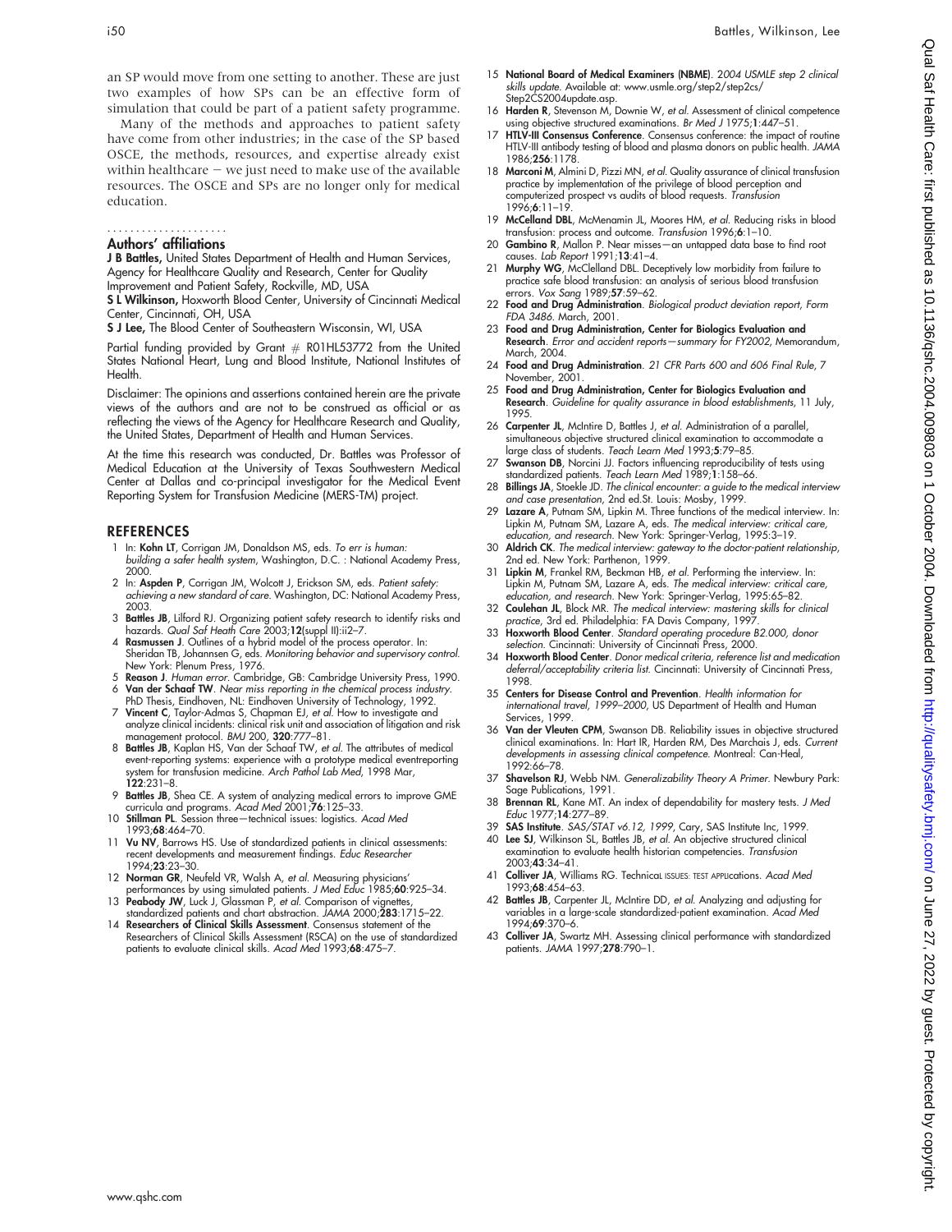an SP would move from one setting to another. These are just two examples of how SPs can be an effective form of simulation that could be part of a patient safety programme.

Many of the methods and approaches to patient safety have come from other industries; in the case of the SP based OSCE, the methods, resources, and expertise already exist within healthcare — we just need to make use of the available resources. The OSCE and SPs are no longer only for medical education.

## Authors' affiliations

**J B Battles,** United States Department of Health and Human Services, Agency for Healthcare Quality and Research, Center for Quality Improvement and Patient Safety, Rockville, MD, USA

**S L Wilkinson,** Hoxworth Blood Center, University of Cincinnati Medical Center, Cincinnati, OH, USA

**S J Lee,** The Blood Center of Southeastern Wisconsin, WI, USA

Partial funding provided by Grant # R01HL53772 from the United States National Heart, Lung and Blood Institute, National Institutes of Health.

Disclaimer: The opinions and assertions contained herein are the private views of the authors and are not to be construed as official or as reflecting the views of the Agency for Healthcare Research and Quality, the United States, Department of Health and Human Services.

At the time this research was conducted, Dr. Battles was Professor of Medical Education at the University of Texas Southwestern Medical Center at Dallas and co-principal investigator for the Medical Event Reporting System for Transfusion Medicine (MERS-TM) project.

## REFERENCES

1. In: **Kohn LT**, Corrigan JM, Donaldson MS, eds. *To err is human: building a safer health system*, Washington, D.C. : National Academy Press, 2000.
2. In: **Aspden P**, Corrigan JM, Wolcott J, Erickson SM, eds. *Patient safety: achieving a new standard of care*. Washington, DC: National Academy Press, 2003.
3. **Battles JB**, Lilford RJ. Organizing patient safety research to identify risks and hazards. *Qual Saf Heath Care* 2003;**12**(suppl II):ii2–7.
4. **Rasmussen J**. Outlines of a hybrid model of the process operator. In: Sheridan TB, Johannsen G, eds. *Monitoring behavior and supervisory control*. New York: Plenum Press, 1976.
5. **Reason J**. *Human error*. Cambridge, GB: Cambridge University Press, 1990.
6. **Van der Schaaf TW**. *Near miss reporting in the chemical process industry*. PhD Thesis, Eindhoven, NL: Eindhoven University of Technology, 1992.
7. **Vincent C**, Taylor-Admas S, Chapman EJ, *et al*. How to investigate and analyze clinical incidents: clinical risk unit and association of litigation and risk management protocol. *BMJ* 200, **320**:777–81.
8. **Battles JB**, Kaplan HS, Van der Schaaf TW, *et al*. The attributes of medical event-reporting systems: experience with a prototype medical eventreporting system for transfusion medicine. *Arch Pathol Lab Med*, 1998 Mar, **122**:231–8.
9. **Battles JB**, Shea CE. A system of analyzing medical errors to improve GME curricula and programs. *Acad Med* 2001;**76**:125–33.
10. **Stillman PL**. Session three—technical issues: logistics. *Acad Med* 1993;**68**:464–70.
11. **Vu NV**, Barrows HS. Use of standardized patients in clinical assessments: recent developments and measurement findings. *Educ Researcher* 1994;**23**:23–30.
12. **Norman GR**, Neufeld VR, Walsh A, *et al*. Measuring physicians' performances by using simulated patients. *J Med Educ* 1985;**60**:925–34.
13. **Peabody JW**, Luck J, Glassman P, *et al*. Comparison of vignettes, standardized patients and chart abstraction. *JAMA* 2000;**283**:1715–22.
14. **Researchers of Clinical Skills Assessment**. Consensus statement of the Researchers of Clinical Skills Assessment (RSCA) on the use of standardized patients to evaluate clinical skills. *Acad Med* 1993;**68**:475–7.
15. **National Board of Medical Examiners (NBME)**. *2004 USMLE step 2 clinical skills update*. Available at: www.usmle.org/step2/step2cs/Step2CS2004update.asp.
16. **Harden R**, Stevenson M, Downie W, *et al*. Assessment of clinical competence using objective structured examinations. *Br Med J* 1975;**1**:447–51.
17. **HTLV-III Consensus Conference**. Consensus conference: the impact of routine HTLV-III antibody testing of blood and plasma donors on public health. *JAMA* 1986;**256**:1178.
18. **Marconi M**, Almini D, Pizzi MN, *et al*. Quality assurance of clinical transfusion practice by implementation of the privilege of blood perception and computerized prospect vs audits of blood requests. *Transfusion* 1996;**6**:11–19.
19. **McCelland DBL**, McMenamin JL, Moores HM, *et al*. Reducing risks in blood transfusion: process and outcome. *Transfusion* 1996;**6**:1–10.
20. **Gambino R**, Mallon P. Near misses—an untapped data base to find root causes. *Lab Report* 1991;**13**:41–4.
21. **Murphy WG**, McClelland DBL. Deceptively low morbidity from failure to practice safe blood transfusion: an analysis of serious blood transfusion errors. *Vox Sang* 1989;**57**:59–62.
22. **Food and Drug Administration**. *Biological product deviation report, Form FDA 3486*. March, 2001.
23. **Food and Drug Administration, Center for Biologics Evaluation and Research**. *Error and accident reports—summary for FY2002*, Memorandum, March, 2004.
24. **Food and Drug Administration**. *21 CFR Parts 600 and 606 Final Rule, 7 November*, 2001.
25. **Food and Drug Administration, Center for Biologics Evaluation and Research**. *Guideline for quality assurance in blood establishments*, 11 July, 1995.
26. **Carpenter JL**, McIntire D, Battles J, *et al*. Administration of a parallel, simultaneous objective structured clinical examination to accommodate a large class of students. *Teach Learn Med* 1993;**5**:79–85.
27. **Swanson DB**, Norcini JJ. Factors influencing reproducibility of tests using standardized patients. *Teach Learn Med* 1989;**1**:158–66.
28. **Billings JA**, Stoekle JD. *The clinical encounter: a guide to the medical interview and case presentation*, 2nd ed.St. Louis: Mosby, 1999.
29. **Lazare A**, Putnam SM, Lipkin M. Three functions of the medical interview. In: Lipkin M, Putnam SM, Lazare A, eds. *The medical interview: critical care, education, and research*. New York: Springer-Verlag, 1995:3–19.
30. **Aldrich CK**. *The medical interview: gateway to the doctor-patient relationship*, 2nd ed. New York: Parthenon, 1999.
31. **Lipkin M**, Frankel RM, Beckman HB, *et al*. Performing the interview. In: Lipkin M, Putnam SM, Lazare A, eds. *The medical interview: critical care, education, and research*. New York: Springer-Verlag, 1995:65–82.
32. **Coulehan JL**, Block MR. *The medical interview: mastering skills for clinical practice*, 3rd ed. Philadelphia: FA Davis Company, 1997.
33. **Hoxworth Blood Center**. *Standard operating procedure B2.000, donor selection*. Cincinnati: University of Cincinnati Press, 2000.
34. **Hoxworth Blood Center**. *Donor medical criteria, reference list and medication deferral/acceptability criteria list*. Cincinnati: University of Cincinnati Press, 1998.
35. **Centers for Disease Control and Prevention**. *Health information for international travel, 1999–2000*, US Department of Health and Human Services, 1999.
36. **Van der Vleuten CPM**, Swanson DB. Reliability issues in objective structured clinical examinations. In: Hart IR, Harden RM, Des Marchais J, eds. *Current developments in assessing clinical competence*. Montreal: Can-Heal, 1992:66–78.
37. **Shavelson RJ**, Webb NM. *Generalizability Theory A Primer*. Newbury Park: Sage Publications, 1991.
38. **Brennan RL**, Kane MT. An index of dependability for mastery tests. *J Med Educ* 1977;**14**:277–89.
39. **SAS Institute**. *SAS/STAT v6.12, 1999*, Cary, SAS Institute Inc, 1999.
40. **Lee SJ**, Wilkinson SL, Battles JB, *et al*. An objective structured clinical examination to evaluate health historian competencies. *Transfusion* 2003;**43**:34–41.
41. **Colliver JA**, Williams RG. Technical issues: test applications. *Acad Med* 1993;**68**:454–63.
42. **Battles JB**, Carpenter JL, McIntire DD, *et al*. Analyzing and adjusting for variables in a large-scale standardized-patient examination. *Acad Med* 1994;**69**:370–6.
43. **Colliver JA**, Swartz MH. Assessing clinical performance with standardized patients. *JAMA* 1997;**278**:790–1.